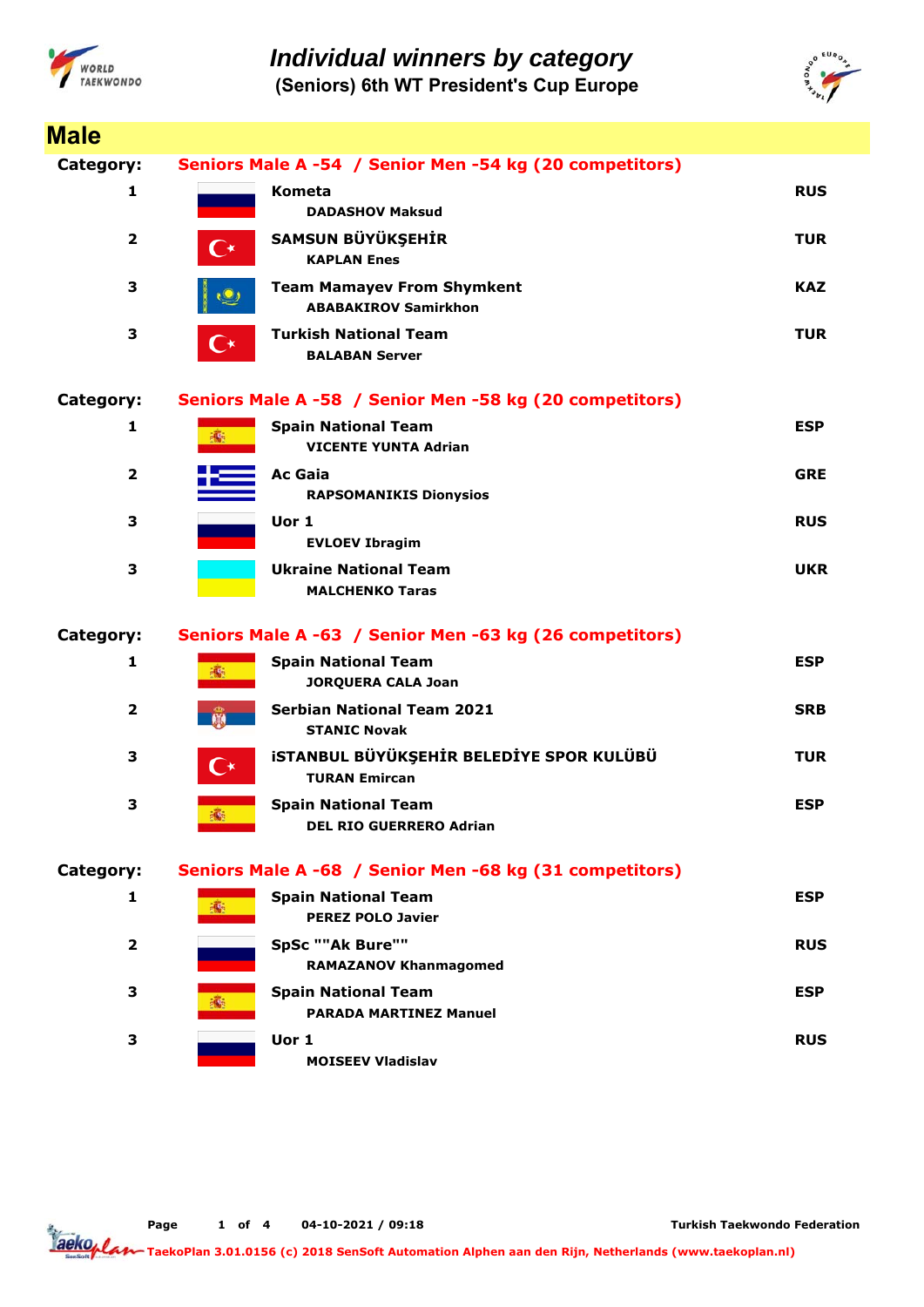# Individual winners by category

## (Seniors) 6th WT President's Cup Europe

## Male

### Category: Seniors Male A -54 / Senior Men -54 kg (20 competitors)

| Rank | Team / Athlete | Country |
|---|---|---|
| 1 | **Kometa**<br>DADASHOV Maksud | RUS |
| 2 | **SAMSUN BÜYÜKŞEHİR**<br>KAPLAN Enes | TUR |
| 3 | **Team Mamayev From Shymkent**<br>ABABAKIROV Samirkhon | KAZ |
| 3 | **Turkish National Team**<br>BALABAN Server | TUR |

### Category: Seniors Male A -58 / Senior Men -58 kg (20 competitors)

| Rank | Team / Athlete | Country |
|---|---|---|
| 1 | **Spain National Team**<br>VICENTE YUNTA Adrian | ESP |
| 2 | **Ac Gaia**<br>RAPSOMANIKIS Dionysios | GRE |
| 3 | **Uor 1**<br>EVLOEV Ibragim | RUS |
| 3 | **Ukraine National Team**<br>MALCHENKO Taras | UKR |

### Category: Seniors Male A -63 / Senior Men -63 kg (26 competitors)

| Rank | Team / Athlete | Country |
|---|---|---|
| 1 | **Spain National Team**<br>JORQUERA CALA Joan | ESP |
| 2 | **Serbian National Team 2021**<br>STANIC Novak | SRB |
| 3 | **İSTANBUL BÜYÜKŞEHİR BELEDİYE SPOR KULÜBÜ**<br>TURAN Emircan | TUR |
| 3 | **Spain National Team**<br>DEL RIO GUERRERO Adrian | ESP |

### Category: Seniors Male A -68 / Senior Men -68 kg (31 competitors)

| Rank | Team / Athlete | Country |
|---|---|---|
| 1 | **Spain National Team**<br>PEREZ POLO Javier | ESP |
| 2 | **SpSc ""Ak Bure""**<br>RAMAZANOV Khanmagomed | RUS |
| 3 | **Spain National Team**<br>PARADA MARTINEZ Manuel | ESP |
| 3 | **Uor 1**<br>MOISEEV Vladislav | RUS |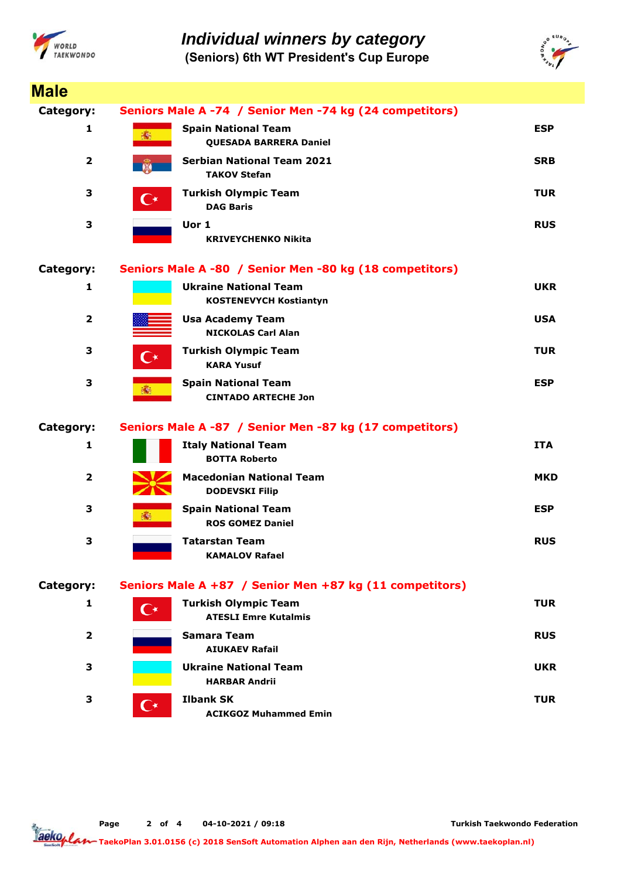# Individual winners by category

**(Seniors) 6th WT President's Cup Europe**

## Male

**Category: Seniors Male A -74 / Senior Men -74 kg (24 competitors)**

| Rank | Team / Name | Country |
|---|---|---|
| 1 | **Spain National Team** QUESADA BARRERA Daniel | ESP |
| 2 | **Serbian National Team 2021** TAKOV Stefan | SRB |
| 3 | **Turkish Olympic Team** DAG Baris | TUR |
| 3 | **Uor 1** KRIVEYCHENKO Nikita | RUS |

**Category: Seniors Male A -80 / Senior Men -80 kg (18 competitors)**

| Rank | Team / Name | Country |
|---|---|---|
| 1 | **Ukraine National Team** KOSTENEVYCH Kostiantyn | UKR |
| 2 | **Usa Academy Team** NICKOLAS Carl Alan | USA |
| 3 | **Turkish Olympic Team** KARA Yusuf | TUR |
| 3 | **Spain National Team** CINTADO ARTECHE Jon | ESP |

**Category: Seniors Male A -87 / Senior Men -87 kg (17 competitors)**

| Rank | Team / Name | Country |
|---|---|---|
| 1 | **Italy National Team** BOTTA Roberto | ITA |
| 2 | **Macedonian National Team** DODEVSKI Filip | MKD |
| 3 | **Spain National Team** ROS GOMEZ Daniel | ESP |
| 3 | **Tatarstan Team** KAMALOV Rafael | RUS |

**Category: Seniors Male A +87 / Senior Men +87 kg (11 competitors)**

| Rank | Team / Name | Country |
|---|---|---|
| 1 | **Turkish Olympic Team** ATESLI Emre Kutalmis | TUR |
| 2 | **Samara Team** AIUKAEV Rafail | RUS |
| 3 | **Ukraine National Team** HARBAR Andrii | UKR |
| 3 | **Ilbank SK** ACIKGOZ Muhammed Emin | TUR |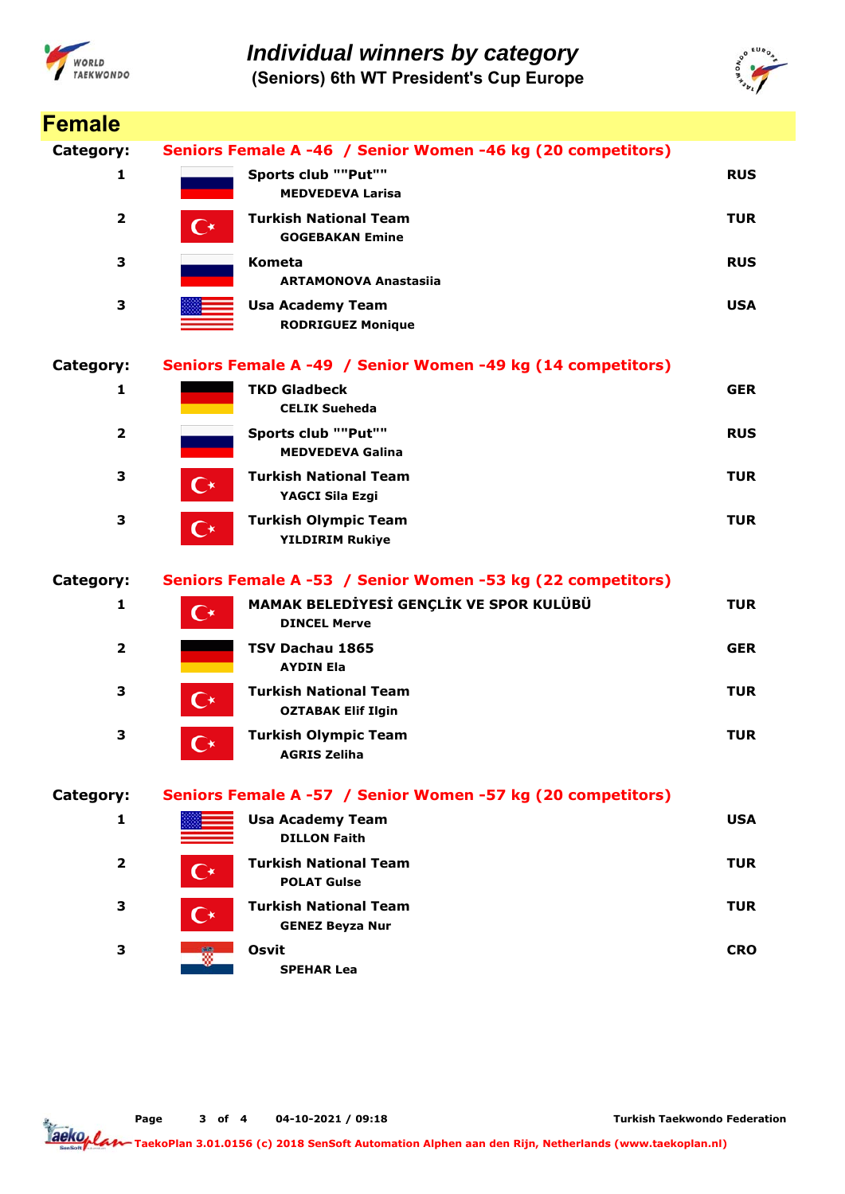# Individual winners by category

**(Seniors) 6th WT President's Cup Europe**

## Female

### Category: Seniors Female A -46 / Senior Women -46 kg (20 competitors)

| Place | Club / Athlete | Country |
|---|---|---|
| 1 | **Sports club ""Put""**<br>MEDVEDEVA Larisa | RUS |
| 2 | **Turkish National Team**<br>GOGEBAKAN Emine | TUR |
| 3 | **Kometa**<br>ARTAMONOVA Anastasiia | RUS |
| 3 | **Usa Academy Team**<br>RODRIGUEZ Monique | USA |

### Category: Seniors Female A -49 / Senior Women -49 kg (14 competitors)

| Place | Club / Athlete | Country |
|---|---|---|
| 1 | **TKD Gladbeck**<br>CELIK Sueheda | GER |
| 2 | **Sports club ""Put""**<br>MEDVEDEVA Galina | RUS |
| 3 | **Turkish National Team**<br>YAGCI Sila Ezgi | TUR |
| 3 | **Turkish Olympic Team**<br>YILDIRIM Rukiye | TUR |

### Category: Seniors Female A -53 / Senior Women -53 kg (22 competitors)

| Place | Club / Athlete | Country |
|---|---|---|
| 1 | **MAMAK BELEDİYESİ GENÇLİK VE SPOR KULÜBÜ**<br>DINCEL Merve | TUR |
| 2 | **TSV Dachau 1865**<br>AYDIN Ela | GER |
| 3 | **Turkish National Team**<br>OZTABAK Elif Ilgin | TUR |
| 3 | **Turkish Olympic Team**<br>AGRIS Zeliha | TUR |

### Category: Seniors Female A -57 / Senior Women -57 kg (20 competitors)

| Place | Club / Athlete | Country |
|---|---|---|
| 1 | **Usa Academy Team**<br>DILLON Faith | USA |
| 2 | **Turkish National Team**<br>POLAT Gulse | TUR |
| 3 | **Turkish National Team**<br>GENEZ Beyza Nur | TUR |
| 3 | **Osvit**<br>SPEHAR Lea | CRO |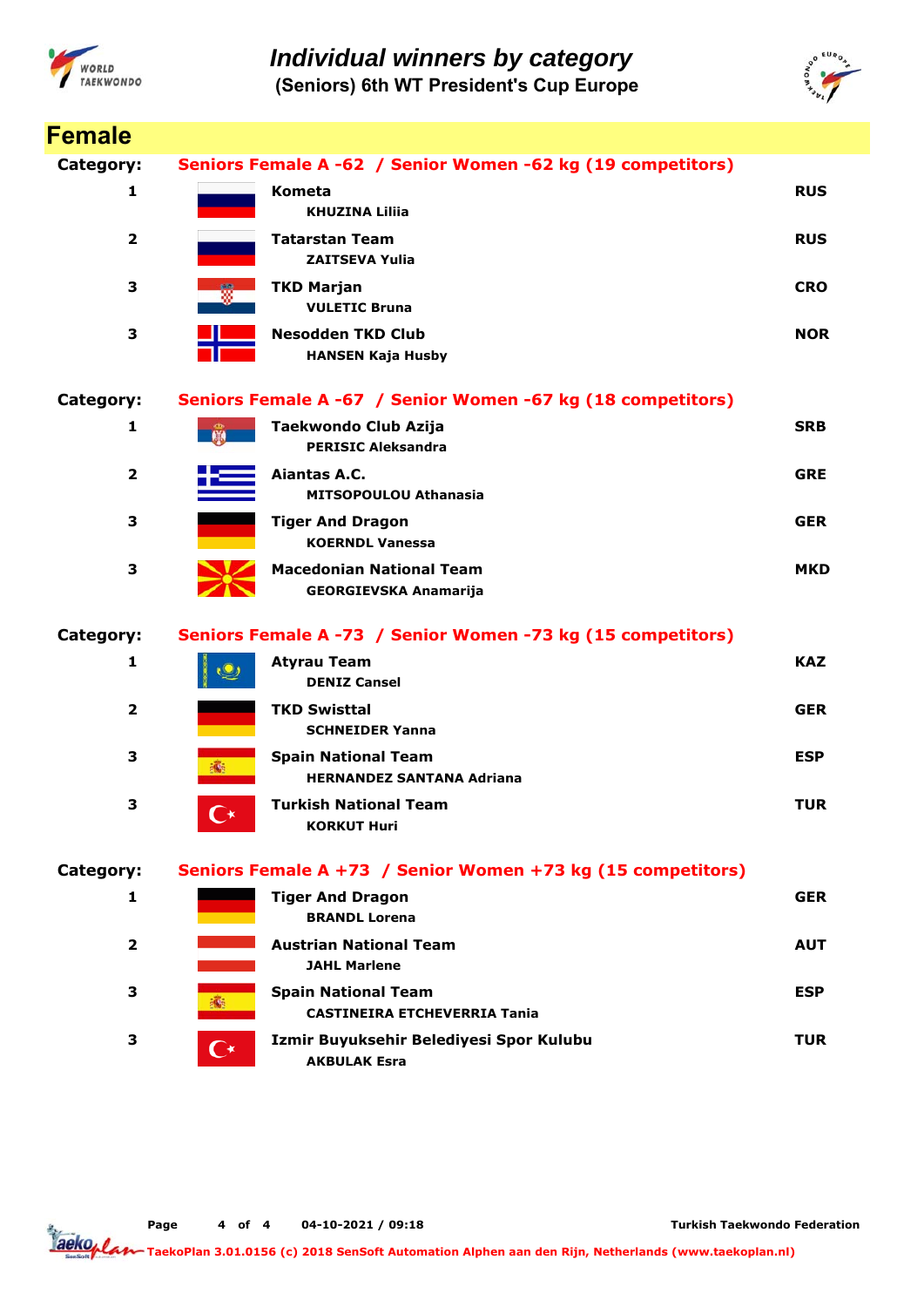# Individual winners by category

**(Seniors) 6th WT President's Cup Europe**

## Female

**Category: Seniors Female A -62 / Senior Women -62 kg (19 competitors)**

| | | |
|---|---|---|
| 1 | **Kometa** / KHUZINA Liliia | RUS |
| 2 | **Tatarstan Team** / ZAITSEVA Yulia | RUS |
| 3 | **TKD Marjan** / VULETIC Bruna | CRO |
| 3 | **Nesodden TKD Club** / HANSEN Kaja Husby | NOR |

**Category: Seniors Female A -67 / Senior Women -67 kg (18 competitors)**

| | | |
|---|---|---|
| 1 | **Taekwondo Club Azija** / PERISIC Aleksandra | SRB |
| 2 | **Aiantas A.C.** / MITSOPOULOU Athanasia | GRE |
| 3 | **Tiger And Dragon** / KOERNDL Vanessa | GER |
| 3 | **Macedonian National Team** / GEORGIEVSKA Anamarija | MKD |

**Category: Seniors Female A -73 / Senior Women -73 kg (15 competitors)**

| | | |
|---|---|---|
| 1 | **Atyrau Team** / DENIZ Cansel | KAZ |
| 2 | **TKD Swisttal** / SCHNEIDER Yanna | GER |
| 3 | **Spain National Team** / HERNANDEZ SANTANA Adriana | ESP |
| 3 | **Turkish National Team** / KORKUT Huri | TUR |

**Category: Seniors Female A +73 / Senior Women +73 kg (15 competitors)**

| | | |
|---|---|---|
| 1 | **Tiger And Dragon** / BRANDL Lorena | GER |
| 2 | **Austrian National Team** / JAHL Marlene | AUT |
| 3 | **Spain National Team** / CASTINEIRA ETCHEVERRIA Tania | ESP |
| 3 | **Izmir Buyuksehir Belediyesi Spor Kulubu** / AKBULAK Esra | TUR |